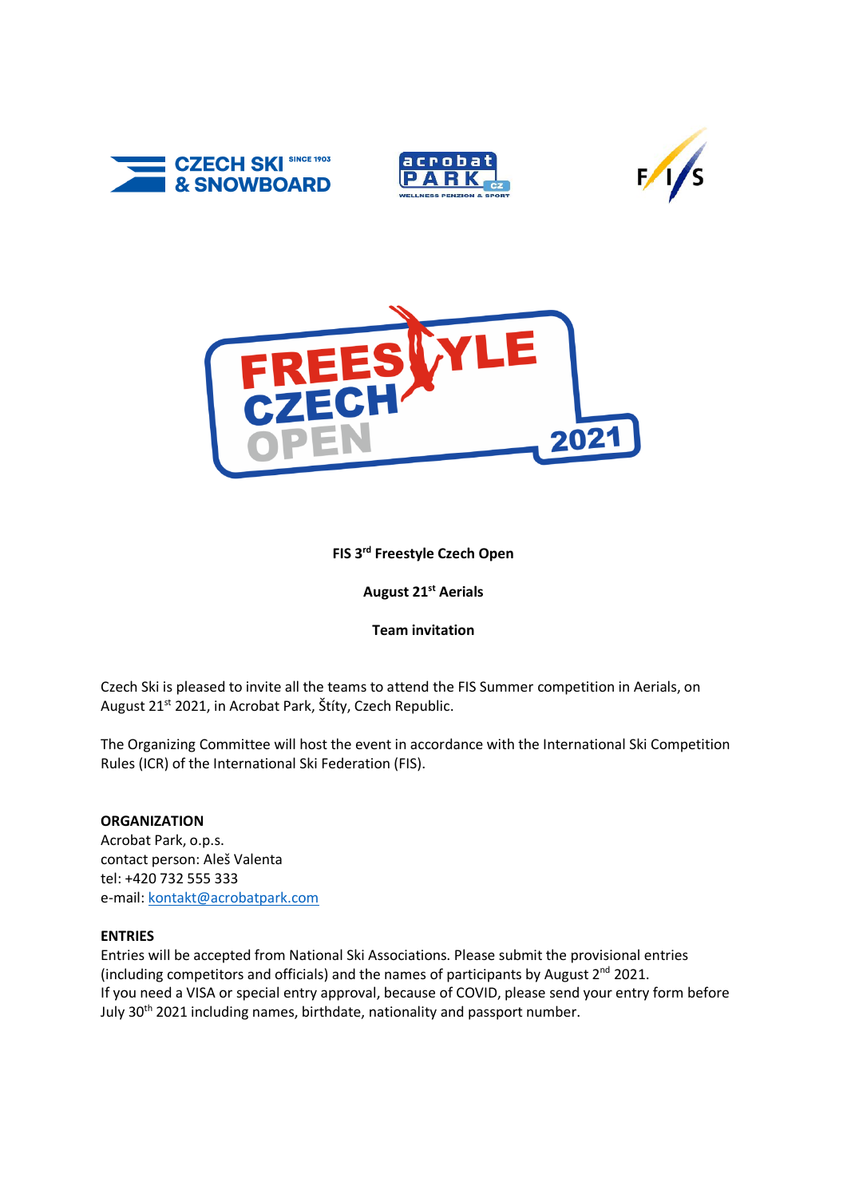**FIS 3rd Freestyle Czech Open**

**August 21st Aerials**

**Team invitation**

Czech Ski is pleased to invite all the teams to attend the FIS Summer competition in Aerials, on August 21st 2021, in Acrobat Park, Štíty, Czech Republic.

The Organizing Committee will host the event in accordance with the International Ski Competition Rules (ICR) of the International Ski Federation (FIS).

**ORGANIZATION**

Acrobat Park, o.p.s.
contact person: Aleš Valenta
tel: +420 732 555 333
e-mail: kontakt@acrobatpark.com

**ENTRIES**

Entries will be accepted from National Ski Associations. Please submit the provisional entries (including competitors and officials) and the names of participants by August 2nd 2021.
If you need a VISA or special entry approval, because of COVID, please send your entry form before July 30th 2021 including names, birthdate, nationality and passport number.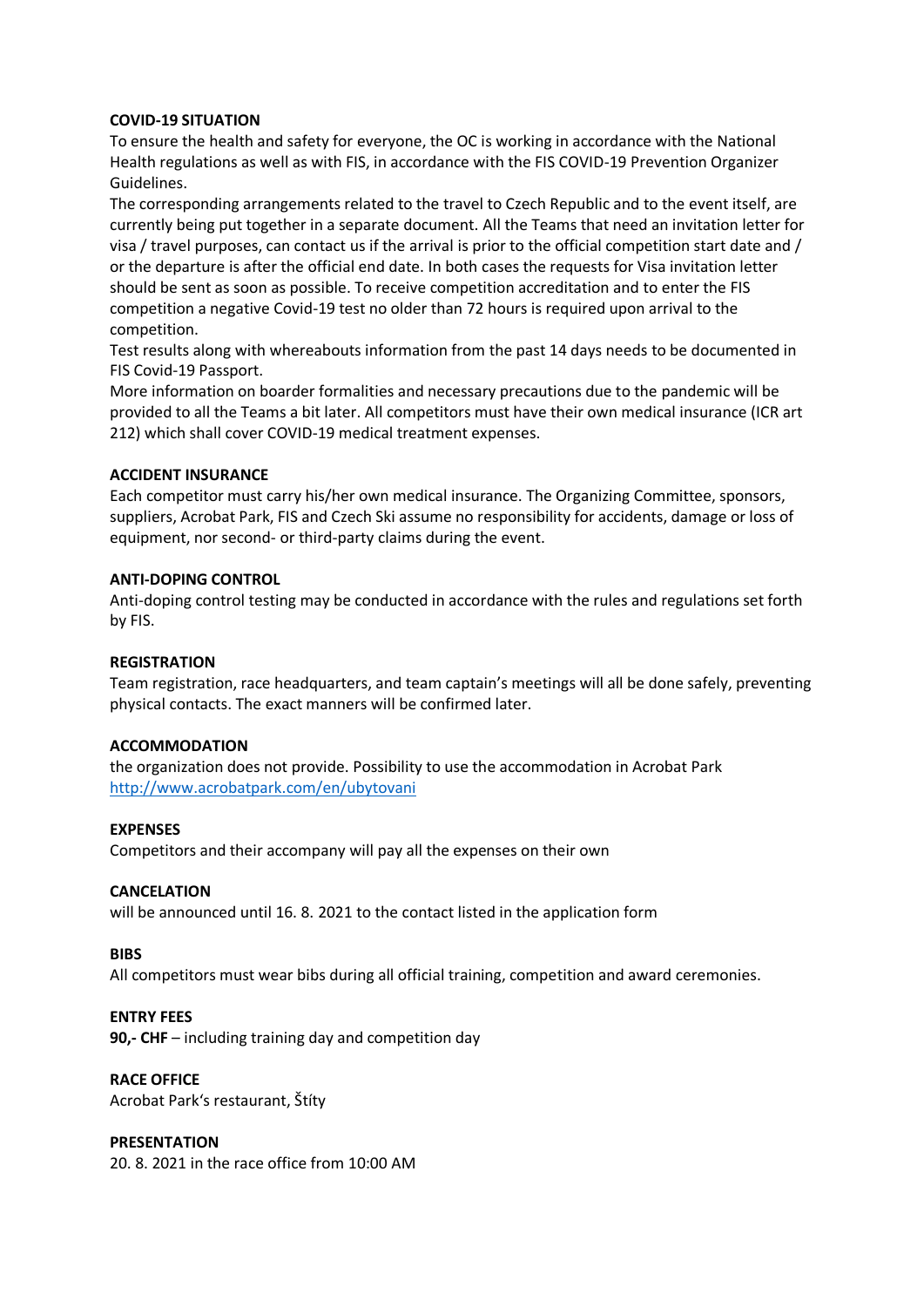**COVID-19 SITUATION**
To ensure the health and safety for everyone, the OC is working in accordance with the National Health regulations as well as with FIS, in accordance with the FIS COVID-19 Prevention Organizer Guidelines.
The corresponding arrangements related to the travel to Czech Republic and to the event itself, are currently being put together in a separate document. All the Teams that need an invitation letter for visa / travel purposes, can contact us if the arrival is prior to the official competition start date and / or the departure is after the official end date. In both cases the requests for Visa invitation letter should be sent as soon as possible. To receive competition accreditation and to enter the FIS competition a negative Covid-19 test no older than 72 hours is required upon arrival to the competition.
Test results along with whereabouts information from the past 14 days needs to be documented in FIS Covid-19 Passport.
More information on boarder formalities and necessary precautions due to the pandemic will be provided to all the Teams a bit later. All competitors must have their own medical insurance (ICR art 212) which shall cover COVID-19 medical treatment expenses.

**ACCIDENT INSURANCE**
Each competitor must carry his/her own medical insurance. The Organizing Committee, sponsors, suppliers, Acrobat Park, FIS and Czech Ski assume no responsibility for accidents, damage or loss of equipment, nor second- or third-party claims during the event.

**ANTI-DOPING CONTROL**
Anti-doping control testing may be conducted in accordance with the rules and regulations set forth by FIS.

**REGISTRATION**
Team registration, race headquarters, and team captain's meetings will all be done safely, preventing physical contacts. The exact manners will be confirmed later.

**ACCOMMODATION**
the organization does not provide. Possibility to use the accommodation in Acrobat Park
http://www.acrobatpark.com/en/ubytovani

**EXPENSES**
Competitors and their accompany will pay all the expenses on their own

**CANCELATION**
will be announced until 16. 8. 2021 to the contact listed in the application form

**BIBS**
All competitors must wear bibs during all official training, competition and award ceremonies.

**ENTRY FEES**
**90,- CHF** – including training day and competition day

**RACE OFFICE**
Acrobat Park's restaurant, Štíty

**PRESENTATION**
20. 8. 2021 in the race office from 10:00 AM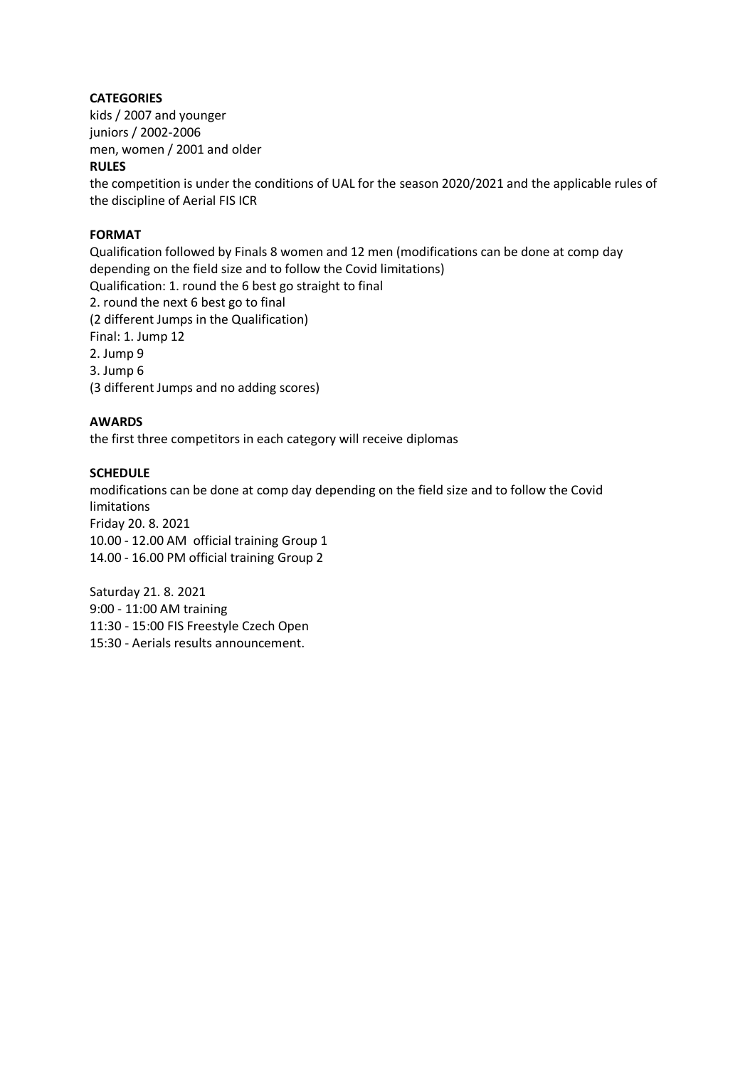**CATEGORIES**

kids / 2007 and younger
juniors / 2002-2006
men, women / 2001 and older

**RULES**

the competition is under the conditions of UAL for the season 2020/2021 and the applicable rules of the discipline of Aerial FIS ICR

**FORMAT**

Qualification followed by Finals 8 women and 12 men (modifications can be done at comp day depending on the field size and to follow the Covid limitations)
Qualification: 1. round the 6 best go straight to final
2. round the next 6 best go to final
(2 different Jumps in the Qualification)
Final: 1. Jump 12
2. Jump 9
3. Jump 6
(3 different Jumps and no adding scores)

**AWARDS**

the first three competitors in each category will receive diplomas

**SCHEDULE**

modifications can be done at comp day depending on the field size and to follow the Covid limitations
Friday 20. 8. 2021
10.00 - 12.00 AM official training Group 1
14.00 - 16.00 PM official training Group 2

Saturday 21. 8. 2021
9:00 - 11:00 AM training
11:30 - 15:00 FIS Freestyle Czech Open
15:30 - Aerials results announcement.